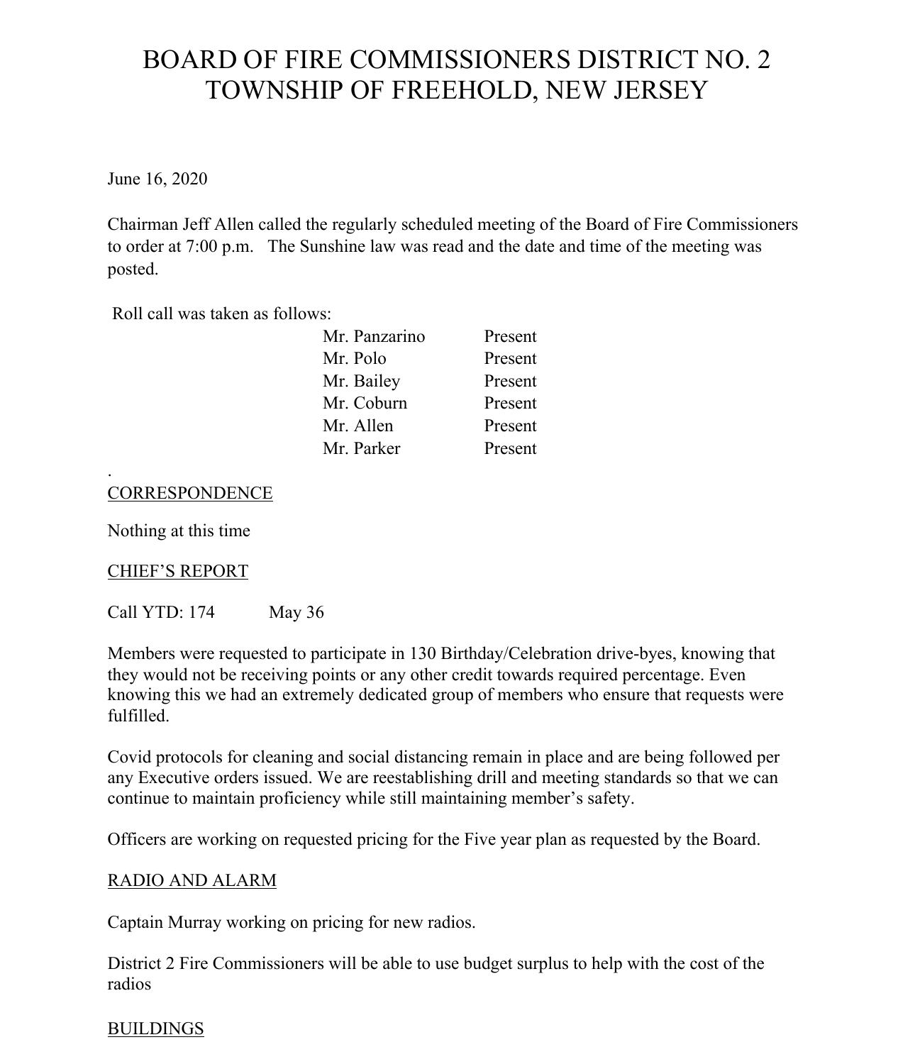# BOARD OF FIRE COMMISSIONERS DISTRICT NO. 2
# TOWNSHIP OF FREEHOLD, NEW JERSEY

June 16, 2020

Chairman Jeff Allen called the regularly scheduled meeting of the Board of Fire Commissioners to order at 7:00 p.m. The Sunshine law was read and the date and time of the meeting was posted.

Roll call was taken as follows:

| | |
|---|---|
| Mr. Panzarino | Present |
| Mr. Polo | Present |
| Mr. Bailey | Present |
| Mr. Coburn | Present |
| Mr. Allen | Present |
| Mr. Parker | Present |

.

CORRESPONDENCE

Nothing at this time

CHIEF'S REPORT

Call YTD: 174 May 36

Members were requested to participate in 130 Birthday/Celebration drive-byes, knowing that they would not be receiving points or any other credit towards required percentage. Even knowing this we had an extremely dedicated group of members who ensure that requests were fulfilled.

Covid protocols for cleaning and social distancing remain in place and are being followed per any Executive orders issued. We are reestablishing drill and meeting standards so that we can continue to maintain proficiency while still maintaining member's safety.

Officers are working on requested pricing for the Five year plan as requested by the Board.

RADIO AND ALARM

Captain Murray working on pricing for new radios.

District 2 Fire Commissioners will be able to use budget surplus to help with the cost of the radios

BUILDINGS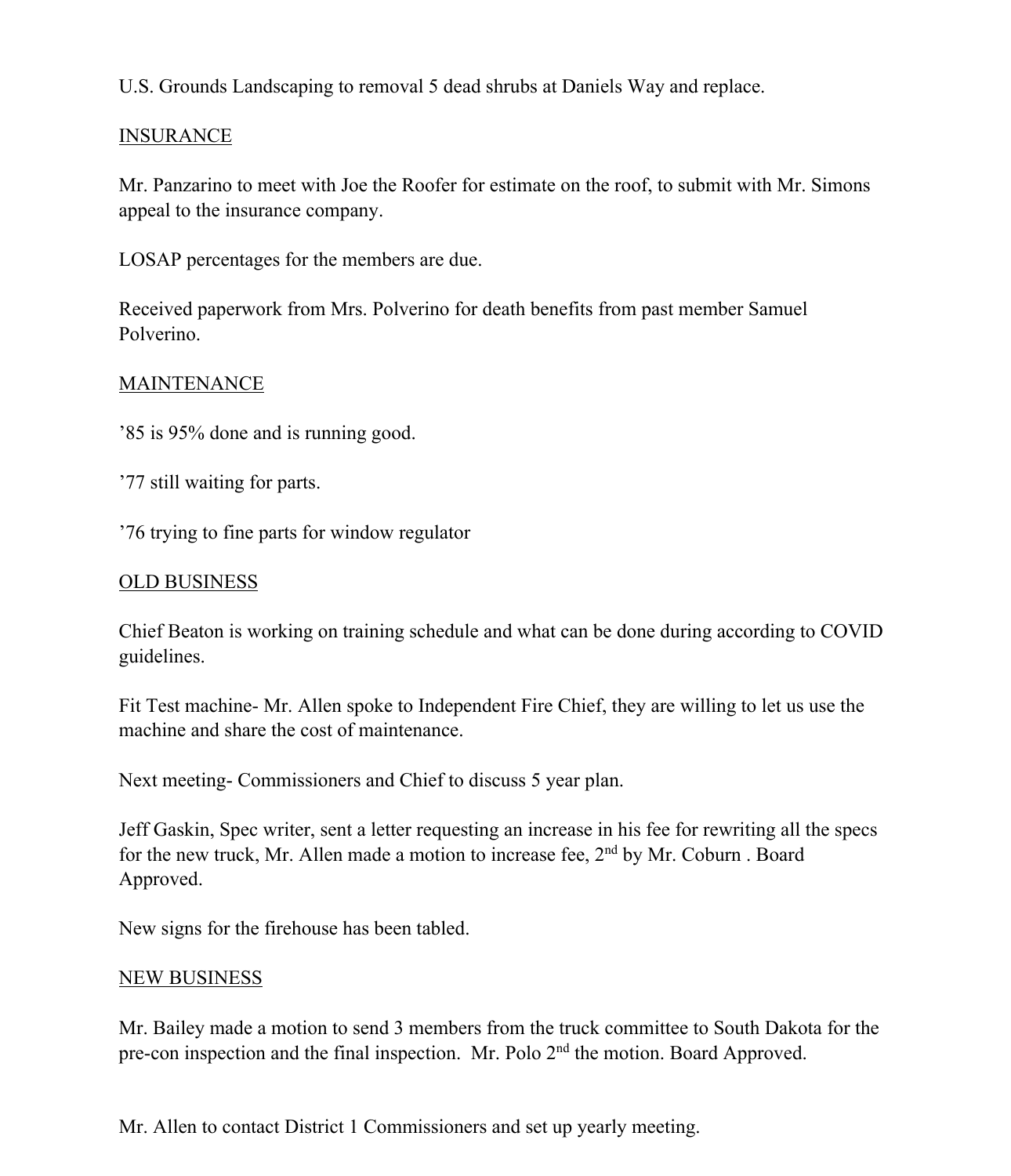U.S. Grounds Landscaping to removal 5 dead shrubs at Daniels Way and replace.

INSURANCE

Mr. Panzarino to meet with Joe the Roofer for estimate on the roof, to submit with Mr. Simons appeal to the insurance company.

LOSAP percentages for the members are due.

Received paperwork from Mrs. Polverino for death benefits from past member Samuel Polverino.

MAINTENANCE

’85 is 95% done and is running good.

’77 still waiting for parts.

’76 trying to fine parts for window regulator

OLD BUSINESS

Chief Beaton is working on training schedule and what can be done during according to COVID guidelines.

Fit Test machine- Mr. Allen spoke to Independent Fire Chief, they are willing to let us use the machine and share the cost of maintenance.

Next meeting- Commissioners and Chief to discuss 5 year plan.

Jeff Gaskin, Spec writer, sent a letter requesting an increase in his fee for rewriting all the specs for the new truck, Mr. Allen made a motion to increase fee, 2nd by Mr. Coburn . Board Approved.

New signs for the firehouse has been tabled.

NEW BUSINESS

Mr. Bailey made a motion to send 3 members from the truck committee to South Dakota for the pre-con inspection and the final inspection. Mr. Polo 2nd the motion. Board Approved.

Mr. Allen to contact District 1 Commissioners and set up yearly meeting.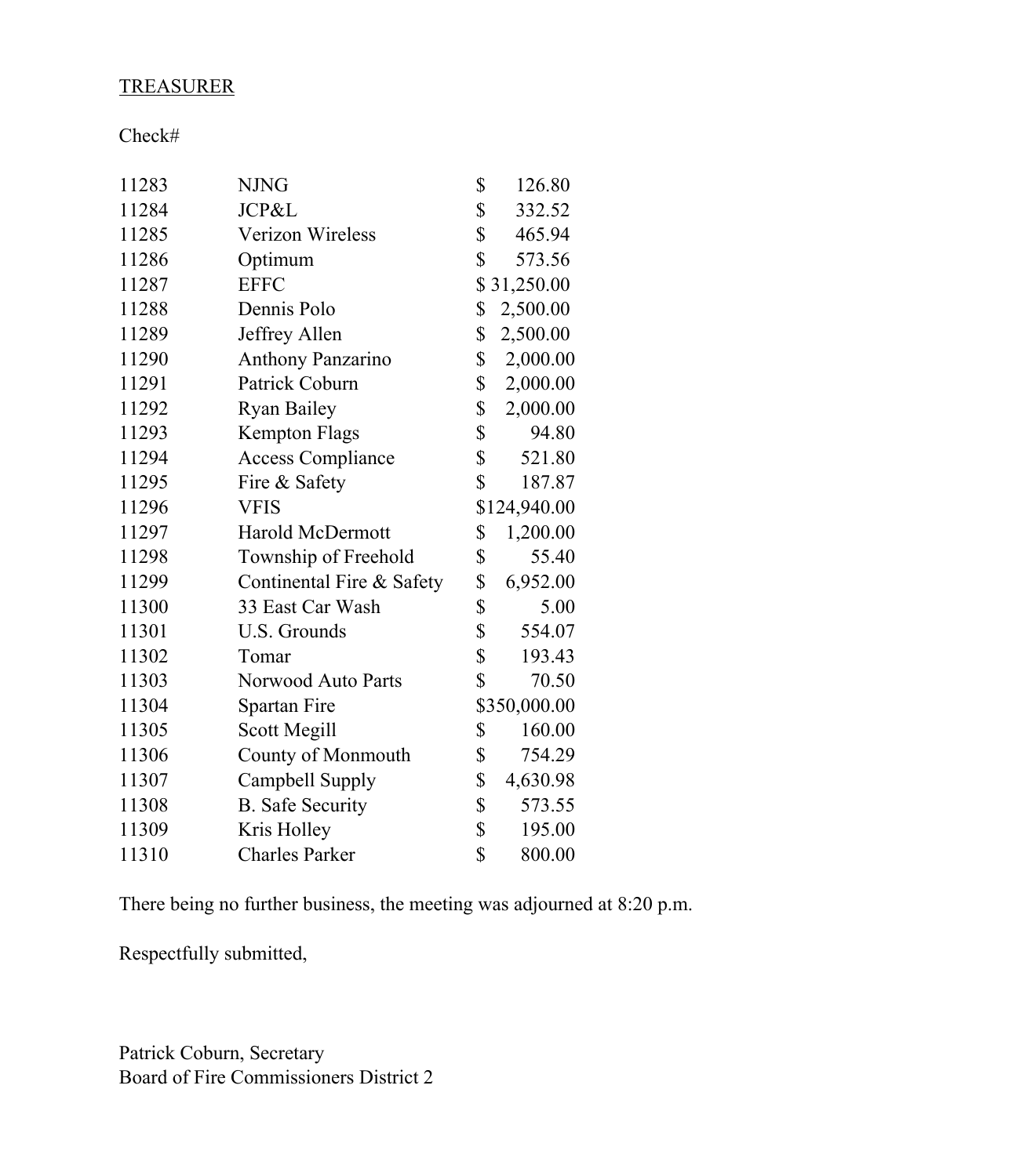<u>TREASURER</u>

Check#

| | | |
|---|---|---|
| 11283 | NJNG | $ 126.80 |
| 11284 | JCP&L | $ 332.52 |
| 11285 | Verizon Wireless | $ 465.94 |
| 11286 | Optimum | $ 573.56 |
| 11287 | EFFC | $ 31,250.00 |
| 11288 | Dennis Polo | $ 2,500.00 |
| 11289 | Jeffrey Allen | $ 2,500.00 |
| 11290 | Anthony Panzarino | $ 2,000.00 |
| 11291 | Patrick Coburn | $ 2,000.00 |
| 11292 | Ryan Bailey | $ 2,000.00 |
| 11293 | Kempton Flags | $ 94.80 |
| 11294 | Access Compliance | $ 521.80 |
| 11295 | Fire & Safety | $ 187.87 |
| 11296 | VFIS | $124,940.00 |
| 11297 | Harold McDermott | $ 1,200.00 |
| 11298 | Township of Freehold | $ 55.40 |
| 11299 | Continental Fire & Safety | $ 6,952.00 |
| 11300 | 33 East Car Wash | $ 5.00 |
| 11301 | U.S. Grounds | $ 554.07 |
| 11302 | Tomar | $ 193.43 |
| 11303 | Norwood Auto Parts | $ 70.50 |
| 11304 | Spartan Fire | $350,000.00 |
| 11305 | Scott Megill | $ 160.00 |
| 11306 | County of Monmouth | $ 754.29 |
| 11307 | Campbell Supply | $ 4,630.98 |
| 11308 | B. Safe Security | $ 573.55 |
| 11309 | Kris Holley | $ 195.00 |
| 11310 | Charles Parker | $ 800.00 |

There being no further business, the meeting was adjourned at 8:20 p.m.

Respectfully submitted,

Patrick Coburn, Secretary
Board of Fire Commissioners District 2